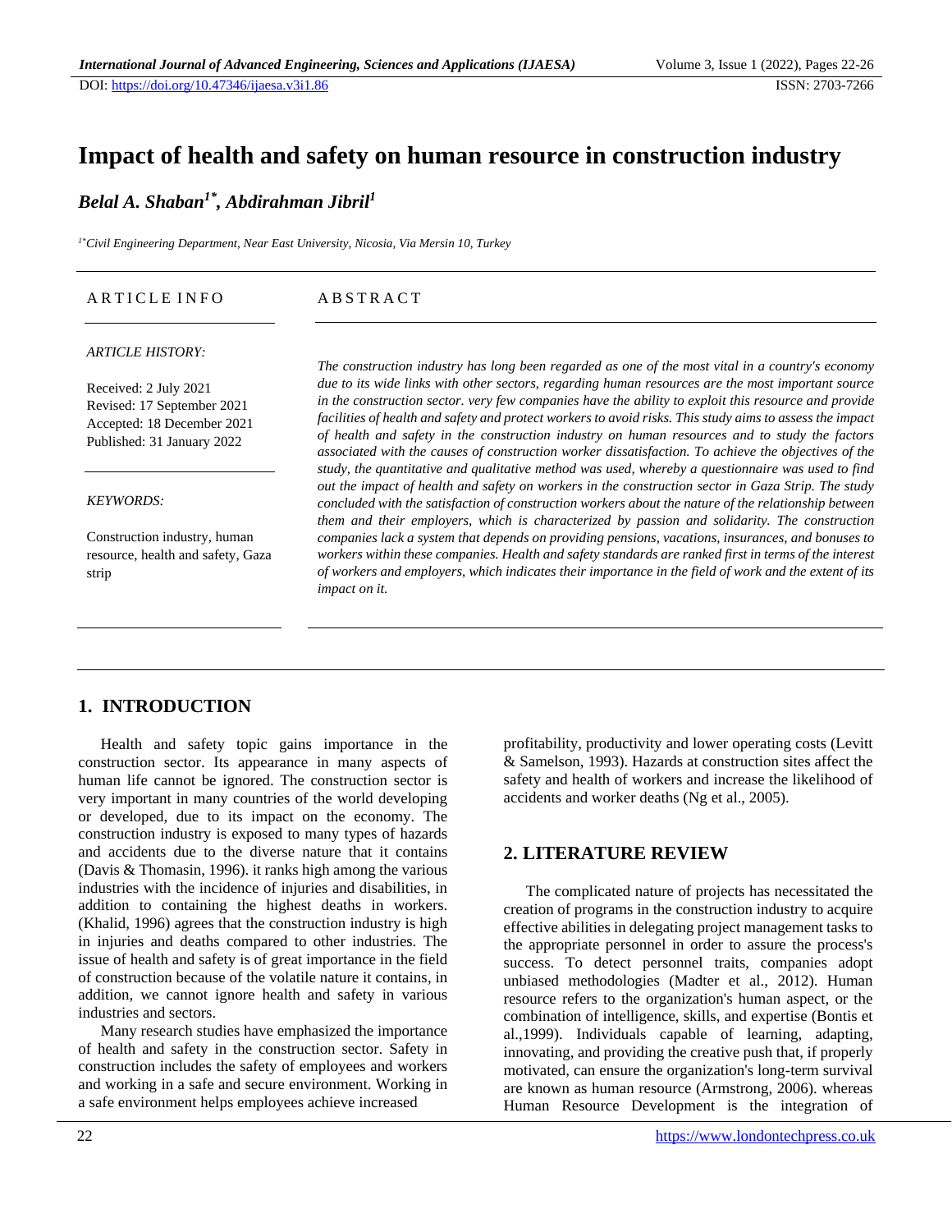# Impact of health and safety on human resource in construction industry

***Belal A. Shaban[1*], Abdirahman Jibril[1]***

*[1*]Civil Engineering Department, Near East University, Nicosia, Via Mersin 10, Turkey*

ARTICLE INFO

*ARTICLE HISTORY:*

Received: 2 July 2021
Revised: 17 September 2021
Accepted: 18 December 2021
Published: 31 January 2022

*KEYWORDS:*

Construction industry, human resource, health and safety, Gaza strip

ABSTRACT

*The construction industry has long been regarded as one of the most vital in a country's economy due to its wide links with other sectors, regarding human resources are the most important source in the construction sector. very few companies have the ability to exploit this resource and provide facilities of health and safety and protect workers to avoid risks. This study aims to assess the impact of health and safety in the construction industry on human resources and to study the factors associated with the causes of construction worker dissatisfaction. To achieve the objectives of the study, the quantitative and qualitative method was used, whereby a questionnaire was used to find out the impact of health and safety on workers in the construction sector in Gaza Strip. The study concluded with the satisfaction of construction workers about the nature of the relationship between them and their employers, which is characterized by passion and solidarity. The construction companies lack a system that depends on providing pensions, vacations, insurances, and bonuses to workers within these companies. Health and safety standards are ranked first in terms of the interest of workers and employers, which indicates their importance in the field of work and the extent of its impact on it.*

## 1. INTRODUCTION

Health and safety topic gains importance in the construction sector. Its appearance in many aspects of human life cannot be ignored. The construction sector is very important in many countries of the world developing or developed, due to its impact on the economy. The construction industry is exposed to many types of hazards and accidents due to the diverse nature that it contains (Davis & Thomasin, 1996). it ranks high among the various industries with the incidence of injuries and disabilities, in addition to containing the highest deaths in workers. (Khalid, 1996) agrees that the construction industry is high in injuries and deaths compared to other industries. The issue of health and safety is of great importance in the field of construction because of the volatile nature it contains, in addition, we cannot ignore health and safety in various industries and sectors.

Many research studies have emphasized the importance of health and safety in the construction sector. Safety in construction includes the safety of employees and workers and working in a safe and secure environment. Working in a safe environment helps employees achieve increased profitability, productivity and lower operating costs (Levitt & Samelson, 1993). Hazards at construction sites affect the safety and health of workers and increase the likelihood of accidents and worker deaths (Ng et al., 2005).

## 2. LITERATURE REVIEW

The complicated nature of projects has necessitated the creation of programs in the construction industry to acquire effective abilities in delegating project management tasks to the appropriate personnel in order to assure the process's success. To detect personnel traits, companies adopt unbiased methodologies (Madter et al., 2012). Human resource refers to the organization's human aspect, or the combination of intelligence, skills, and expertise (Bontis et al.,1999). Individuals capable of learning, adapting, innovating, and providing the creative push that, if properly motivated, can ensure the organization's long-term survival are known as human resource (Armstrong, 2006). whereas Human Resource Development is the integration of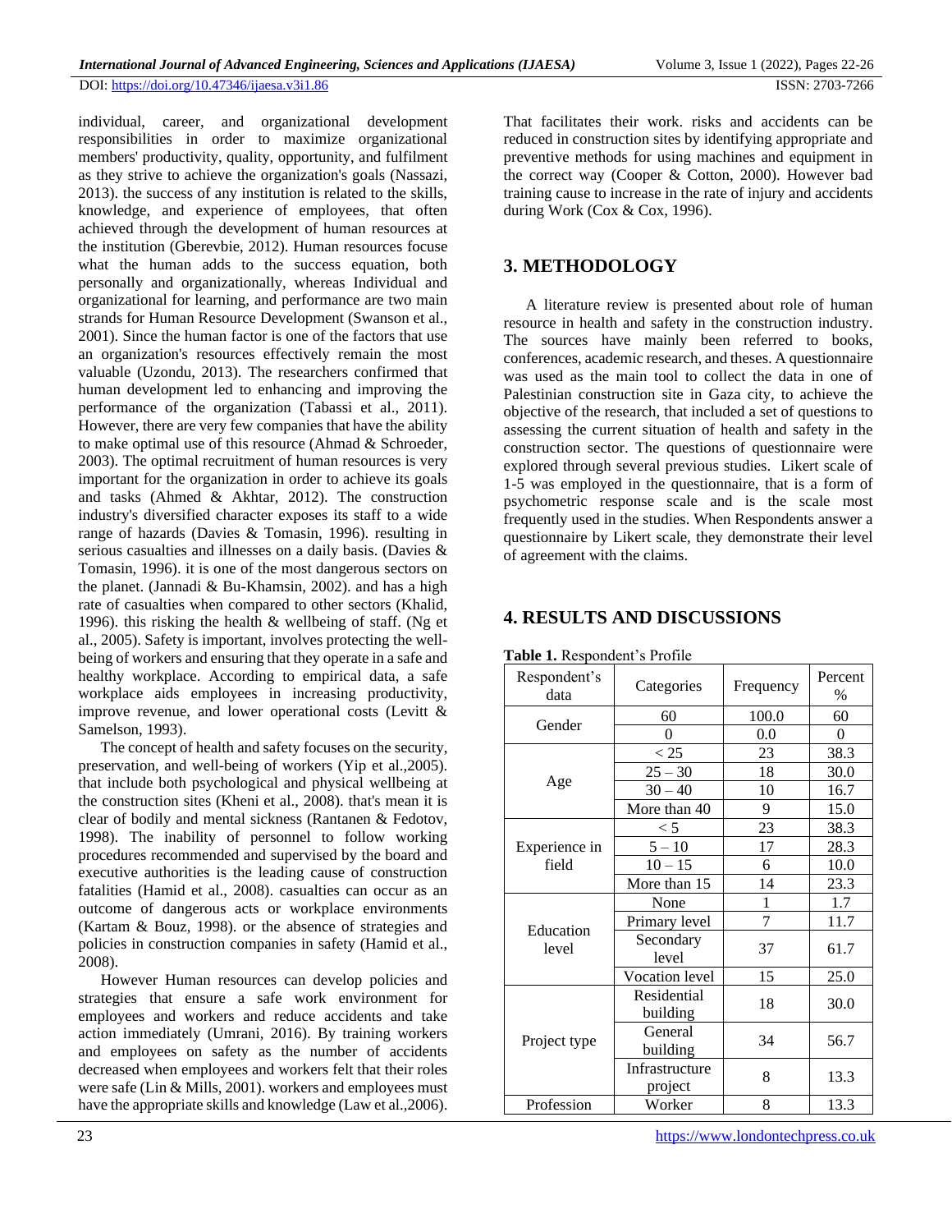individual, career, and organizational development responsibilities in order to maximize organizational members' productivity, quality, opportunity, and fulfilment as they strive to achieve the organization's goals (Nassazi, 2013). the success of any institution is related to the skills, knowledge, and experience of employees, that often achieved through the development of human resources at the institution (Gberevbie, 2012). Human resources focuse what the human adds to the success equation, both personally and organizationally, whereas Individual and organizational for learning, and performance are two main strands for Human Resource Development (Swanson et al., 2001). Since the human factor is one of the factors that use an organization's resources effectively remain the most valuable (Uzondu, 2013). The researchers confirmed that human development led to enhancing and improving the performance of the organization (Tabassi et al., 2011). However, there are very few companies that have the ability to make optimal use of this resource (Ahmad & Schroeder, 2003). The optimal recruitment of human resources is very important for the organization in order to achieve its goals and tasks (Ahmed & Akhtar, 2012). The construction industry's diversified character exposes its staff to a wide range of hazards (Davies & Tomasin, 1996). resulting in serious casualties and illnesses on a daily basis. (Davies & Tomasin, 1996). it is one of the most dangerous sectors on the planet. (Jannadi & Bu-Khamsin, 2002). and has a high rate of casualties when compared to other sectors (Khalid, 1996). this risking the health & wellbeing of staff. (Ng et al., 2005). Safety is important, involves protecting the well-being of workers and ensuring that they operate in a safe and healthy workplace. According to empirical data, a safe workplace aids employees in increasing productivity, improve revenue, and lower operational costs (Levitt & Samelson, 1993).

The concept of health and safety focuses on the security, preservation, and well-being of workers (Yip et al.,2005). that include both psychological and physical wellbeing at the construction sites (Kheni et al., 2008). that's mean it is clear of bodily and mental sickness (Rantanen & Fedotov, 1998). The inability of personnel to follow working procedures recommended and supervised by the board and executive authorities is the leading cause of construction fatalities (Hamid et al., 2008). casualties can occur as an outcome of dangerous acts or workplace environments (Kartam & Bouz, 1998). or the absence of strategies and policies in construction companies in safety (Hamid et al., 2008).

However Human resources can develop policies and strategies that ensure a safe work environment for employees and workers and reduce accidents and take action immediately (Umrani, 2016). By training workers and employees on safety as the number of accidents decreased when employees and workers felt that their roles were safe (Lin & Mills, 2001). workers and employees must have the appropriate skills and knowledge (Law et al.,2006). That facilitates their work. risks and accidents can be reduced in construction sites by identifying appropriate and preventive methods for using machines and equipment in the correct way (Cooper & Cotton, 2000). However bad training cause to increase in the rate of injury and accidents during Work (Cox & Cox, 1996).

## 3. METHODOLOGY

A literature review is presented about role of human resource in health and safety in the construction industry. The sources have mainly been referred to books, conferences, academic research, and theses. A questionnaire was used as the main tool to collect the data in one of Palestinian construction site in Gaza city, to achieve the objective of the research, that included a set of questions to assessing the current situation of health and safety in the construction sector. The questions of questionnaire were explored through several previous studies. Likert scale of 1-5 was employed in the questionnaire, that is a form of psychometric response scale and is the scale most frequently used in the studies. When Respondents answer a questionnaire by Likert scale, they demonstrate their level of agreement with the claims.

## 4. RESULTS AND DISCUSSIONS

**Table 1.** Respondent's Profile

| Respondent's data | Categories | Frequency | Percent % |
|---|---|---|---|
| Gender | 60 | 100.0 | 60 |
| | 0 | 0.0 | 0 |
| Age | < 25 | 23 | 38.3 |
| | 25 – 30 | 18 | 30.0 |
| | 30 – 40 | 10 | 16.7 |
| | More than 40 | 9 | 15.0 |
| Experience in field | < 5 | 23 | 38.3 |
| | 5 – 10 | 17 | 28.3 |
| | 10 – 15 | 6 | 10.0 |
| | More than 15 | 14 | 23.3 |
| Education level | None | 1 | 1.7 |
| | Primary level | 7 | 11.7 |
| | Secondary level | 37 | 61.7 |
| | Vocation level | 15 | 25.0 |
| Project type | Residential building | 18 | 30.0 |
| | General building | 34 | 56.7 |
| | Infrastructure project | 8 | 13.3 |
| Profession | Worker | 8 | 13.3 |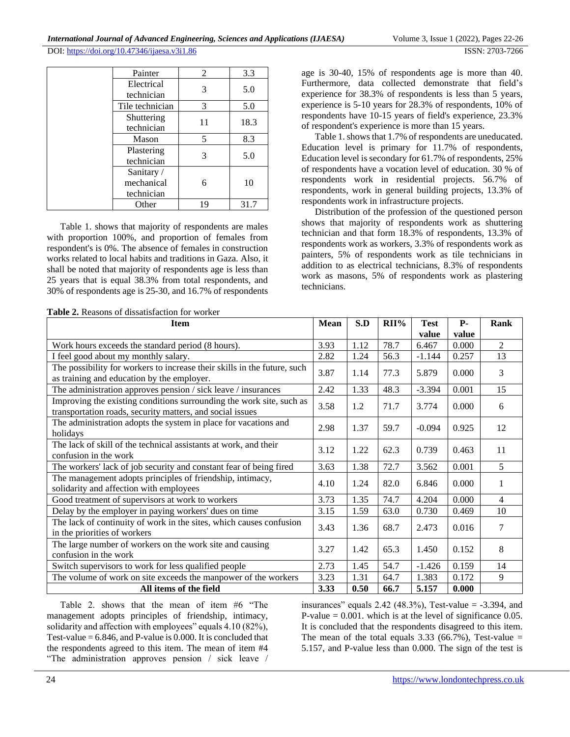| | | | |
|---|---|---|---|
| | Painter | 2 | 3.3 |
| | Electrical technician | 3 | 5.0 |
| | Tile technician | 3 | 5.0 |
| | Shuttering technician | 11 | 18.3 |
| | Mason | 5 | 8.3 |
| | Plastering technician | 3 | 5.0 |
| | Sanitary / mechanical technician | 6 | 10 |
| | Other | 19 | 31.7 |

Table 1. shows that majority of respondents are males with proportion 100%, and proportion of females from respondent's is 0%. The absence of females in construction works related to local habits and traditions in Gaza. Also, it shall be noted that majority of respondents age is less than 25 years that is equal 38.3% from total respondents, and 30% of respondents age is 25-30, and 16.7% of respondents age is 30-40, 15% of respondents age is more than 40. Furthermore, data collected demonstrate that field's experience for 38.3% of respondents is less than 5 years, experience is 5-10 years for 28.3% of respondents, 10% of respondents have 10-15 years of field's experience, 23.3% of respondent's experience is more than 15 years.

Table 1. shows that 1.7% of respondents are uneducated. Education level is primary for 11.7% of respondents, Education level is secondary for 61.7% of respondents, 25% of respondents have a vocation level of education. 30 % of respondents work in residential projects. 56.7% of respondents, work in general building projects, 13.3% of respondents work in infrastructure projects.

Distribution of the profession of the questioned person shows that majority of respondents work as shuttering technician and that form 18.3% of respondents, 13.3% of respondents work as workers, 3.3% of respondents work as painters, 5% of respondents work as tile technicians in addition to as electrical technicians, 8.3% of respondents work as masons, 5% of respondents work as plastering technicians.

**Table 2.** Reasons of dissatisfaction for worker

| Item | Mean | S.D | RII% | Test value | P-value | Rank |
|---|---|---|---|---|---|---|
| Work hours exceeds the standard period (8 hours). | 3.93 | 1.12 | 78.7 | 6.467 | 0.000 | 2 |
| I feel good about my monthly salary. | 2.82 | 1.24 | 56.3 | -1.144 | 0.257 | 13 |
| The possibility for workers to increase their skills in the future, such as training and education by the employer. | 3.87 | 1.14 | 77.3 | 5.879 | 0.000 | 3 |
| The administration approves pension / sick leave / insurances | 2.42 | 1.33 | 48.3 | -3.394 | 0.001 | 15 |
| Improving the existing conditions surrounding the work site, such as transportation roads, security matters, and social issues | 3.58 | 1.2 | 71.7 | 3.774 | 0.000 | 6 |
| The administration adopts the system in place for vacations and holidays | 2.98 | 1.37 | 59.7 | -0.094 | 0.925 | 12 |
| The lack of skill of the technical assistants at work, and their confusion in the work | 3.12 | 1.22 | 62.3 | 0.739 | 0.463 | 11 |
| The workers' lack of job security and constant fear of being fired | 3.63 | 1.38 | 72.7 | 3.562 | 0.001 | 5 |
| The management adopts principles of friendship, intimacy, solidarity and affection with employees | 4.10 | 1.24 | 82.0 | 6.846 | 0.000 | 1 |
| Good treatment of supervisors at work to workers | 3.73 | 1.35 | 74.7 | 4.204 | 0.000 | 4 |
| Delay by the employer in paying workers' dues on time | 3.15 | 1.59 | 63.0 | 0.730 | 0.469 | 10 |
| The lack of continuity of work in the sites, which causes confusion in the priorities of workers | 3.43 | 1.36 | 68.7 | 2.473 | 0.016 | 7 |
| The large number of workers on the work site and causing confusion in the work | 3.27 | 1.42 | 65.3 | 1.450 | 0.152 | 8 |
| Switch supervisors to work for less qualified people | 2.73 | 1.45 | 54.7 | -1.426 | 0.159 | 14 |
| The volume of work on site exceeds the manpower of the workers | 3.23 | 1.31 | 64.7 | 1.383 | 0.172 | 9 |
| **All items of the field** | **3.33** | **0.50** | **66.7** | **5.157** | **0.000** | |

Table 2. shows that the mean of item #6 "The management adopts principles of friendship, intimacy, solidarity and affection with employees" equals 4.10 (82%), Test-value = 6.846, and P-value is 0.000. It is concluded that the respondents agreed to this item. The mean of item #4 "The administration approves pension / sick leave / insurances" equals 2.42 (48.3%), Test-value = -3.394, and P-value = 0.001. which is at the level of significance 0.05. It is concluded that the respondents disagreed to this item. The mean of the total equals 3.33 (66.7%), Test-value = 5.157, and P-value less than 0.000. The sign of the test is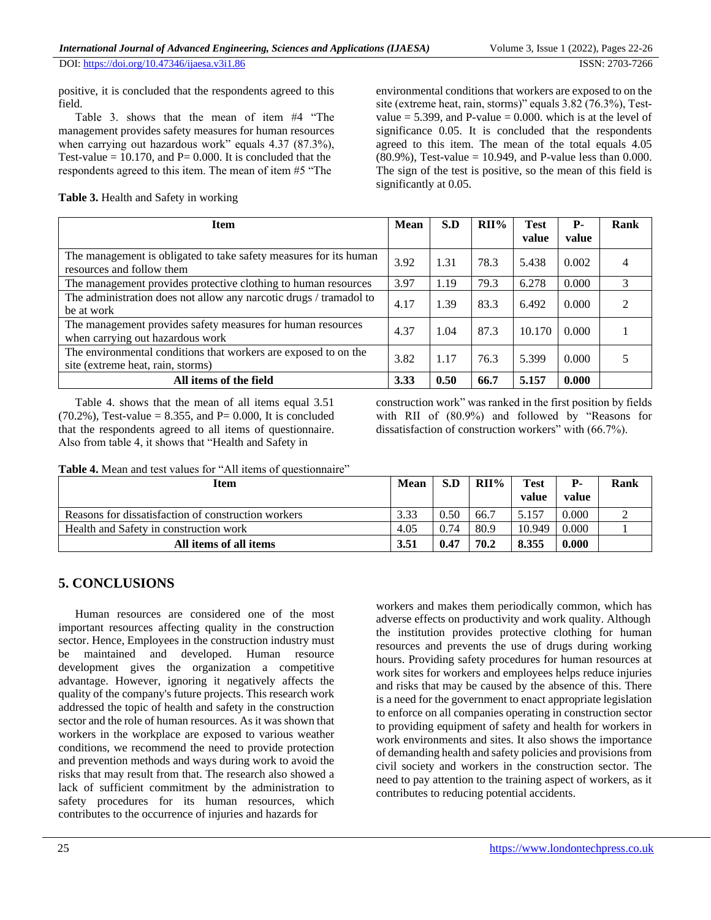positive, it is concluded that the respondents agreed to this field.

Table 3. shows that the mean of item #4 "The management provides safety measures for human resources when carrying out hazardous work" equals 4.37 (87.3%), Test-value = 10.170, and P= 0.000. It is concluded that the respondents agreed to this item. The mean of item #5 "The environmental conditions that workers are exposed to on the site (extreme heat, rain, storms)" equals 3.82 (76.3%), Test-value = 5.399, and P-value = 0.000. which is at the level of significance 0.05. It is concluded that the respondents agreed to this item. The mean of the total equals 4.05 (80.9%), Test-value = 10.949, and P-value less than 0.000. The sign of the test is positive, so the mean of this field is significantly at 0.05.

**Table 3.** Health and Safety in working

| Item | Mean | S.D | RII% | Test value | P-value | Rank |
|---|---|---|---|---|---|---|
| The management is obligated to take safety measures for its human resources and follow them | 3.92 | 1.31 | 78.3 | 5.438 | 0.002 | 4 |
| The management provides protective clothing to human resources | 3.97 | 1.19 | 79.3 | 6.278 | 0.000 | 3 |
| The administration does not allow any narcotic drugs / tramadol to be at work | 4.17 | 1.39 | 83.3 | 6.492 | 0.000 | 2 |
| The management provides safety measures for human resources when carrying out hazardous work | 4.37 | 1.04 | 87.3 | 10.170 | 0.000 | 1 |
| The environmental conditions that workers are exposed to on the site (extreme heat, rain, storms) | 3.82 | 1.17 | 76.3 | 5.399 | 0.000 | 5 |
| **All items of the field** | **3.33** | **0.50** | **66.7** | **5.157** | **0.000** | |

Table 4. shows that the mean of all items equal 3.51 (70.2%), Test-value = 8.355, and P= 0.000, It is concluded that the respondents agreed to all items of questionnaire. Also from table 4, it shows that "Health and Safety in construction work" was ranked in the first position by fields with RII of (80.9%) and followed by "Reasons for dissatisfaction of construction workers" with (66.7%).

**Table 4.** Mean and test values for "All items of questionnaire"

| Item | Mean | S.D | RII% | Test value | P-value | Rank |
|---|---|---|---|---|---|---|
| Reasons for dissatisfaction of construction workers | 3.33 | 0.50 | 66.7 | 5.157 | 0.000 | 2 |
| Health and Safety in construction work | 4.05 | 0.74 | 80.9 | 10.949 | 0.000 | 1 |
| **All items of all items** | **3.51** | **0.47** | **70.2** | **8.355** | **0.000** | |

## 5. CONCLUSIONS

Human resources are considered one of the most important resources affecting quality in the construction sector. Hence, Employees in the construction industry must be maintained and developed. Human resource development gives the organization a competitive advantage. However, ignoring it negatively affects the quality of the company's future projects. This research work addressed the topic of health and safety in the construction sector and the role of human resources. As it was shown that workers in the workplace are exposed to various weather conditions, we recommend the need to provide protection and prevention methods and ways during work to avoid the risks that may result from that. The research also showed a lack of sufficient commitment by the administration to safety procedures for its human resources, which contributes to the occurrence of injuries and hazards for workers and makes them periodically common, which has adverse effects on productivity and work quality. Although the institution provides protective clothing for human resources and prevents the use of drugs during working hours. Providing safety procedures for human resources at work sites for workers and employees helps reduce injuries and risks that may be caused by the absence of this. There is a need for the government to enact appropriate legislation to enforce on all companies operating in construction sector to providing equipment of safety and health for workers in work environments and sites. It also shows the importance of demanding health and safety policies and provisions from civil society and workers in the construction sector. The need to pay attention to the training aspect of workers, as it contributes to reducing potential accidents.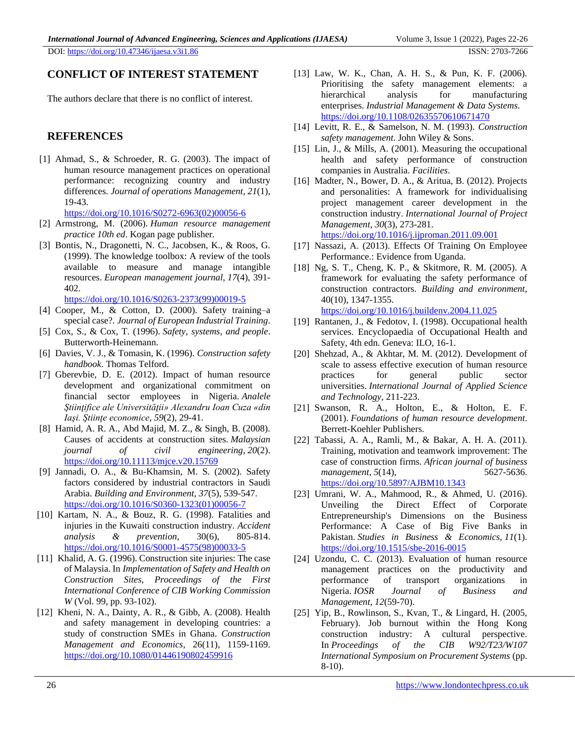## CONFLICT OF INTEREST STATEMENT

The authors declare that there is no conflict of interest.

## REFERENCES

[1] Ahmad, S., & Schroeder, R. G. (2003). The impact of human resource management practices on operational performance: recognizing country and industry differences. *Journal of operations Management*, *21*(1), 19-43. https://doi.org/10.1016/S0272-6963(02)00056-6

[2] Armstrong, M. (2006). *Human resource management practice 10th ed*. Kogan page publisher.

[3] Bontis, N., Dragonetti, N. C., Jacobsen, K., & Roos, G. (1999). The knowledge toolbox: A review of the tools available to measure and manage intangible resources. *European management journal*, *17*(4), 391-402. https://doi.org/10.1016/S0263-2373(99)00019-5

[4] Cooper, M., & Cotton, D. (2000). Safety training–a special case?. *Journal of European Industrial Training*.

[5] Cox, S., & Cox, T. (1996). *Safety, systems, and people*. Butterworth-Heinemann.

[6] Davies, V. J., & Tomasin, K. (1996). *Construction safety handbook*. Thomas Telford.

[7] Gberevbie, D. E. (2012). Impact of human resource development and organizational commitment on financial sector employees in Nigeria. *Analele Ştiinţifice ale Universităţii» Alexandru Ioan Cuza «din Iaşi. Ştiinţe economice*, *59*(2), 29-41.

[8] Hamid, A. R. A., Abd Majid, M. Z., & Singh, B. (2008). Causes of accidents at construction sites. *Malaysian journal of civil engineering*, *20*(2). https://doi.org/10.11113/mjce.v20.15769

[9] Jannadi, O. A., & Bu-Khamsin, M. S. (2002). Safety factors considered by industrial contractors in Saudi Arabia. *Building and Environment*, *37*(5), 539-547. https://doi.org/10.1016/S0360-1323(01)00056-7

[10] Kartam, N. A., & Bouz, R. G. (1998). Fatalities and injuries in the Kuwaiti construction industry. *Accident analysis & prevention*, 30(6), 805-814. https://doi.org/10.1016/S0001-4575(98)00033-5

[11] Khalid, A. G. (1996). Construction site injuries: The case of Malaysia. In *Implementation of Safety and Health on Construction Sites, Proceedings of the First International Conference of CIB Working Commission W* (Vol. 99, pp. 93-102).

[12] Kheni, N. A., Dainty, A. R., & Gibb, A. (2008). Health and safety management in developing countries: a study of construction SMEs in Ghana. *Construction Management and Economics,* 26(11), 1159-1169. https://doi.org/10.1080/01446190802459916

[13] Law, W. K., Chan, A. H. S., & Pun, K. F. (2006). Prioritising the safety management elements: a hierarchical analysis for manufacturing enterprises. *Industrial Management & Data Systems*. https://doi.org/10.1108/02635570610671470

[14] Levitt, R. E., & Samelson, N. M. (1993). *Construction safety management*. John Wiley & Sons.

[15] Lin, J., & Mills, A. (2001). Measuring the occupational health and safety performance of construction companies in Australia. *Facilities*.

[16] Madter, N., Bower, D. A., & Aritua, B. (2012). Projects and personalities: A framework for individualising project management career development in the construction industry. *International Journal of Project Management*, *30*(3), 273-281. https://doi.org/10.1016/j.ijproman.2011.09.001

[17] Nassazi, A. (2013). Effects Of Training On Employee Performance.: Evidence from Uganda.

[18] Ng, S. T., Cheng, K. P., & Skitmore, R. M. (2005). A framework for evaluating the safety performance of construction contractors. *Building and environment*, 40(10), 1347-1355. https://doi.org/10.1016/j.buildenv.2004.11.025

[19] Rantanen, J., & Fedotov, I. (1998). Occupational health services. Encyclopaedia of Occupational Health and Safety, 4th edn. Geneva: ILO, 16-1.

[20] Shehzad, A., & Akhtar, M. M. (2012). Development of scale to assess effective execution of human resource practices for general public sector universities. *International Journal of Applied Science and Technology*, 211-223.

[21] Swanson, R. A., Holton, E., & Holton, E. F. (2001). *Foundations of human resource development*. Berrett-Koehler Publishers.

[22] Tabassi, A. A., Ramli, M., & Bakar, A. H. A. (2011). Training, motivation and teamwork improvement: The case of construction firms. *African journal of business management*, *5*(14), 5627-5636. https://doi.org/10.5897/AJBM10.1343

[23] Umrani, W. A., Mahmood, R., & Ahmed, U. (2016). Unveiling the Direct Effect of Corporate Entrepreneurship's Dimensions on the Business Performance: A Case of Big Five Banks in Pakistan. *Studies in Business & Economics*, *11*(1). https://doi.org/10.1515/sbe-2016-0015

[24] Uzondu, C. C. (2013). Evaluation of human resource management practices on the productivity and performance of transport organizations in Nigeria. *IOSR Journal of Business and Management*, *12*(59-70).

[25] Yip, B., Rowlinson, S., Kvan, T., & Lingard, H. (2005, February). Job burnout within the Hong Kong construction industry: A cultural perspective. In *Proceedings of the CIB W92/T23/W107 International Symposium on Procurement Systems* (pp. 8-10).